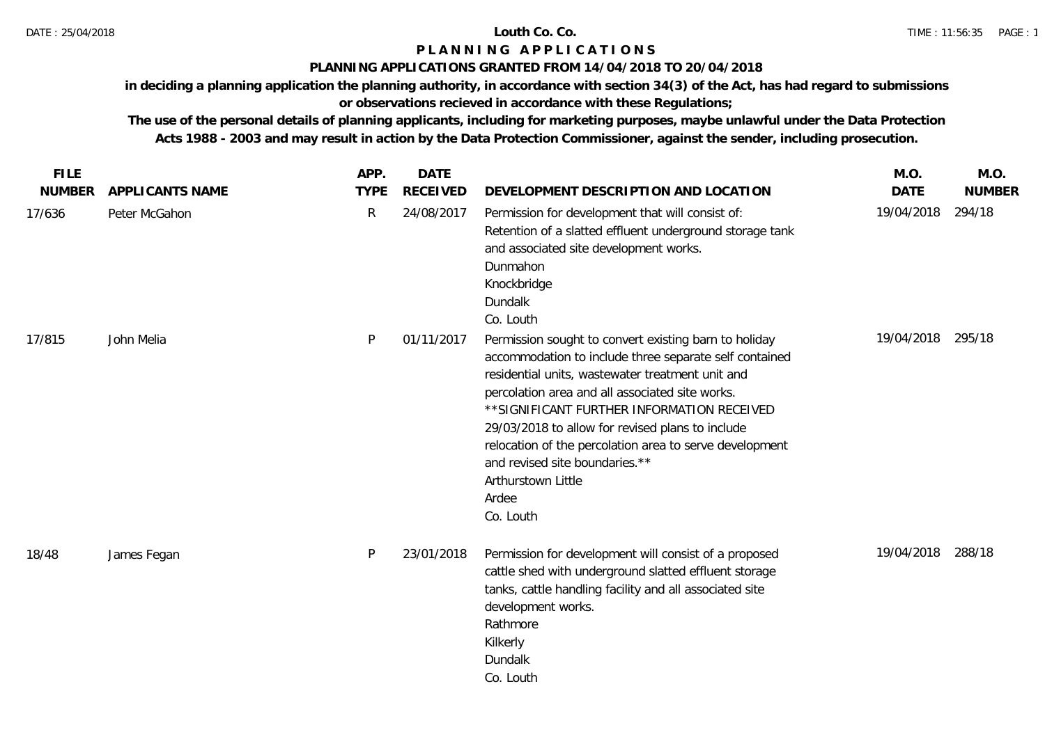# Louth Co. Co.

## P L A N N I N G   A P P L I C A T I O N S

### PLANNING APPLICATIONS GRANTED FROM 14/04/2018 TO 20/04/2018

**in deciding a planning application the planning authority, in accordance with section 34(3) of the Act, has had regard to submissions or observations recieved in accordance with these Regulations;**

**The use of the personal details of planning applicants, including for marketing purposes, maybe unlawful under the Data Protection Acts 1988 - 2003 and may result in action by the Data Protection Commissioner, against the sender, including prosecution.**

| FILE NUMBER | APPLICANTS NAME | APP. TYPE | DATE RECEIVED | DEVELOPMENT DESCRIPTION AND LOCATION | M.O. DATE | M.O. NUMBER |
|---|---|---|---|---|---|---|
| 17/636 | Peter McGahon | R | 24/08/2017 | Permission for development that will consist of: Retention of a slatted effluent underground storage tank and associated site development works.<br>Dunmahon<br>Knockbridge<br>Dundalk<br>Co. Louth | 19/04/2018 | 294/18 |
| 17/815 | John Melia | P | 01/11/2017 | Permission sought to convert existing barn to holiday accommodation to include three separate self contained residential units, wastewater treatment unit and percolation area and all associated site works. **SIGNIFICANT FURTHER INFORMATION RECEIVED 29/03/2018 to allow for revised plans to include relocation of the percolation area to serve development and revised site boundaries.**<br>Arthurstown Little<br>Ardee<br>Co. Louth | 19/04/2018 | 295/18 |
| 18/48 | James Fegan | P | 23/01/2018 | Permission for development will consist of a proposed cattle shed with underground slatted effluent storage tanks, cattle handling facility and all associated site development works.<br>Rathmore<br>Kilkerly<br>Dundalk<br>Co. Louth | 19/04/2018 | 288/18 |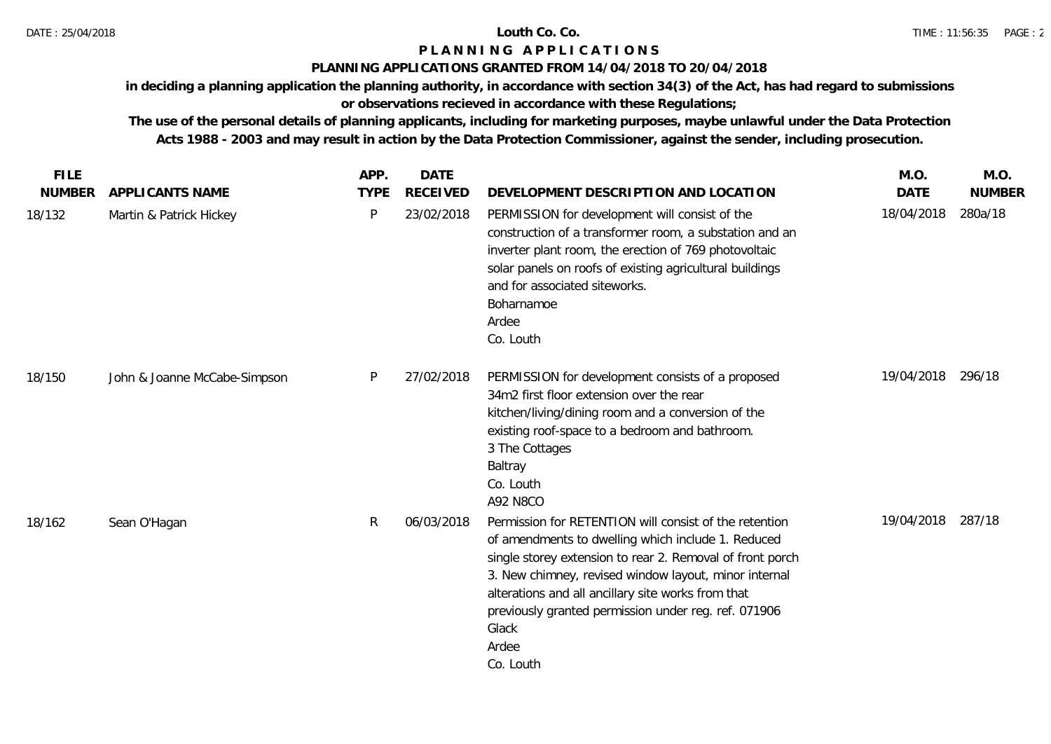**Louth Co. Co.**

# P L A N N I N G   A P P L I C A T I O N S

## PLANNING APPLICATIONS GRANTED FROM 14/04/2018 TO 20/04/2018

**in deciding a planning application the planning authority, in accordance with section 34(3) of the Act, has had regard to submissions or observations recieved in accordance with these Regulations;**

**The use of the personal details of planning applicants, including for marketing purposes, maybe unlawful under the Data Protection Acts 1988 - 2003 and may result in action by the Data Protection Commissioner, against the sender, including prosecution.**

| FILE NUMBER | APPLICANTS NAME | APP. TYPE | DATE RECEIVED | DEVELOPMENT DESCRIPTION AND LOCATION | M.O. DATE | M.O. NUMBER |
|---|---|---|---|---|---|---|
| 18/132 | Martin & Patrick Hickey | P | 23/02/2018 | PERMISSION for development will consist of the construction of a transformer room, a substation and an inverter plant room, the erection of 769 photovoltaic solar panels on roofs of existing agricultural buildings and for associated siteworks.<br>Boharnamoe<br>Ardee<br>Co. Louth | 18/04/2018 | 280a/18 |
| 18/150 | John & Joanne McCabe-Simpson | P | 27/02/2018 | PERMISSION for development consists of a proposed 34m2 first floor extension over the rear kitchen/living/dining room and a conversion of the existing roof-space to a bedroom and bathroom.<br>3 The Cottages<br>Baltray<br>Co. Louth<br>A92 N8CO | 19/04/2018 | 296/18 |
| 18/162 | Sean O'Hagan | R | 06/03/2018 | Permission for RETENTION will consist of the retention of amendments to dwelling which include 1. Reduced single storey extension to rear 2. Removal of front porch 3. New chimney, revised window layout, minor internal alterations and all ancillary site works from that previously granted permission under reg. ref. 071906<br>Glack<br>Ardee<br>Co. Louth | 19/04/2018 | 287/18 |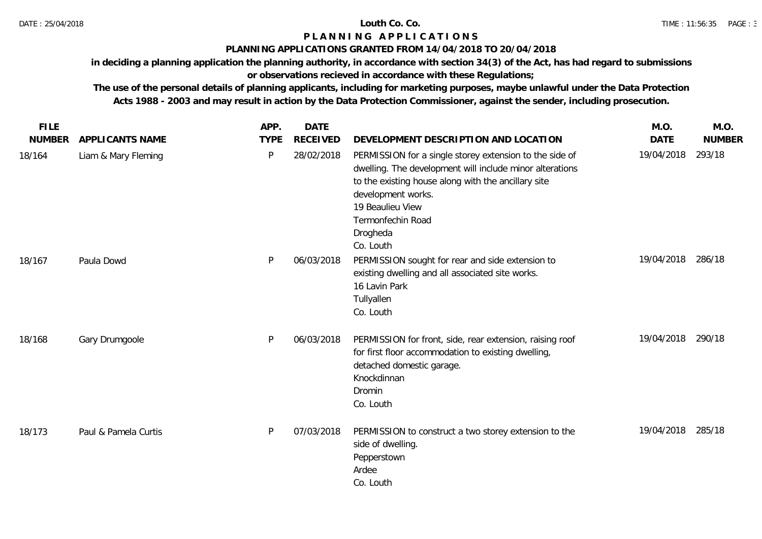# Louth Co. Co.

## PLANNING APPLICATIONS

### PLANNING APPLICATIONS GRANTED FROM 14/04/2018 TO 20/04/2018

**in deciding a planning application the planning authority, in accordance with section 34(3) of the Act, has had regard to submissions or observations recieved in accordance with these Regulations;**

**The use of the personal details of planning applicants, including for marketing purposes, maybe unlawful under the Data Protection Acts 1988 - 2003 and may result in action by the Data Protection Commissioner, against the sender, including prosecution.**

| FILE NUMBER | APPLICANTS NAME | APP. TYPE | DATE RECEIVED | DEVELOPMENT DESCRIPTION AND LOCATION | M.O. DATE | M.O. NUMBER |
|---|---|---|---|---|---|---|
| 18/164 | Liam & Mary Fleming | P | 28/02/2018 | PERMISSION for a single storey extension to the side of dwelling. The development will include minor alterations to the existing house along with the ancillary site development works.<br>19 Beaulieu View<br>Termonfechin Road<br>Drogheda<br>Co. Louth | 19/04/2018 | 293/18 |
| 18/167 | Paula Dowd | P | 06/03/2018 | PERMISSION sought for rear and side extension to existing dwelling and all associated site works.<br>16 Lavin Park<br>Tullyallen<br>Co. Louth | 19/04/2018 | 286/18 |
| 18/168 | Gary Drumgoole | P | 06/03/2018 | PERMISSION for front, side, rear extension, raising roof for first floor accommodation to existing dwelling, detached domestic garage.<br>Knockdinnan<br>Dromin<br>Co. Louth | 19/04/2018 | 290/18 |
| 18/173 | Paul & Pamela Curtis | P | 07/03/2018 | PERMISSION to construct a two storey extension to the side of dwelling.<br>Pepperstown<br>Ardee<br>Co. Louth | 19/04/2018 | 285/18 |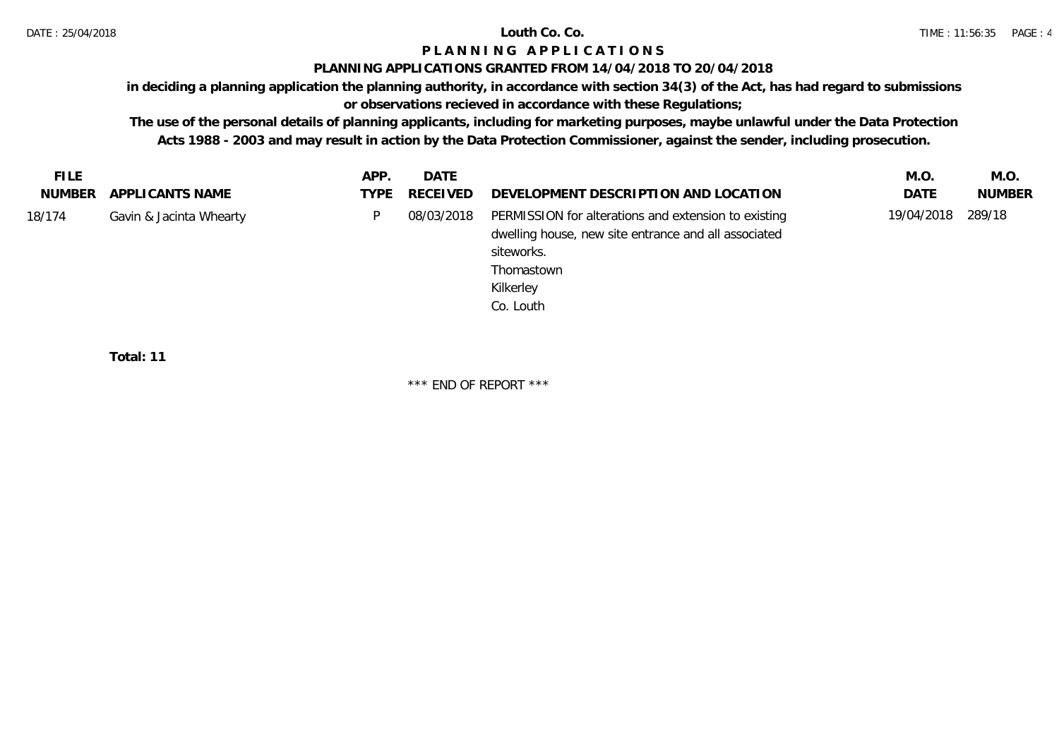**Louth Co. Co.**

**P L A N N I N G  A P P L I C A T I O N S**

**PLANNING APPLICATIONS GRANTED FROM 14/04/2018 TO 20/04/2018**

**in deciding a planning application the planning authority, in accordance with section 34(3) of the Act, has had regard to submissions or observations recieved in accordance with these Regulations;**

**The use of the personal details of planning applicants, including for marketing purposes, maybe unlawful under the Data Protection Acts 1988 - 2003 and may result in action by the Data Protection Commissioner, against the sender, including prosecution.**

| FILE NUMBER | APPLICANTS NAME | APP. TYPE | DATE RECEIVED | DEVELOPMENT DESCRIPTION AND LOCATION | M.O. DATE | M.O. NUMBER |
|---|---|---|---|---|---|---|
| 18/174 | Gavin & Jacinta Whearty | P | 08/03/2018 | PERMISSION for alterations and extension to existing dwelling house, new site entrance and all associated siteworks. Thomastown Kilkerley Co. Louth | 19/04/2018 | 289/18 |

**Total: 11**

\*\*\* END OF REPORT \*\*\*